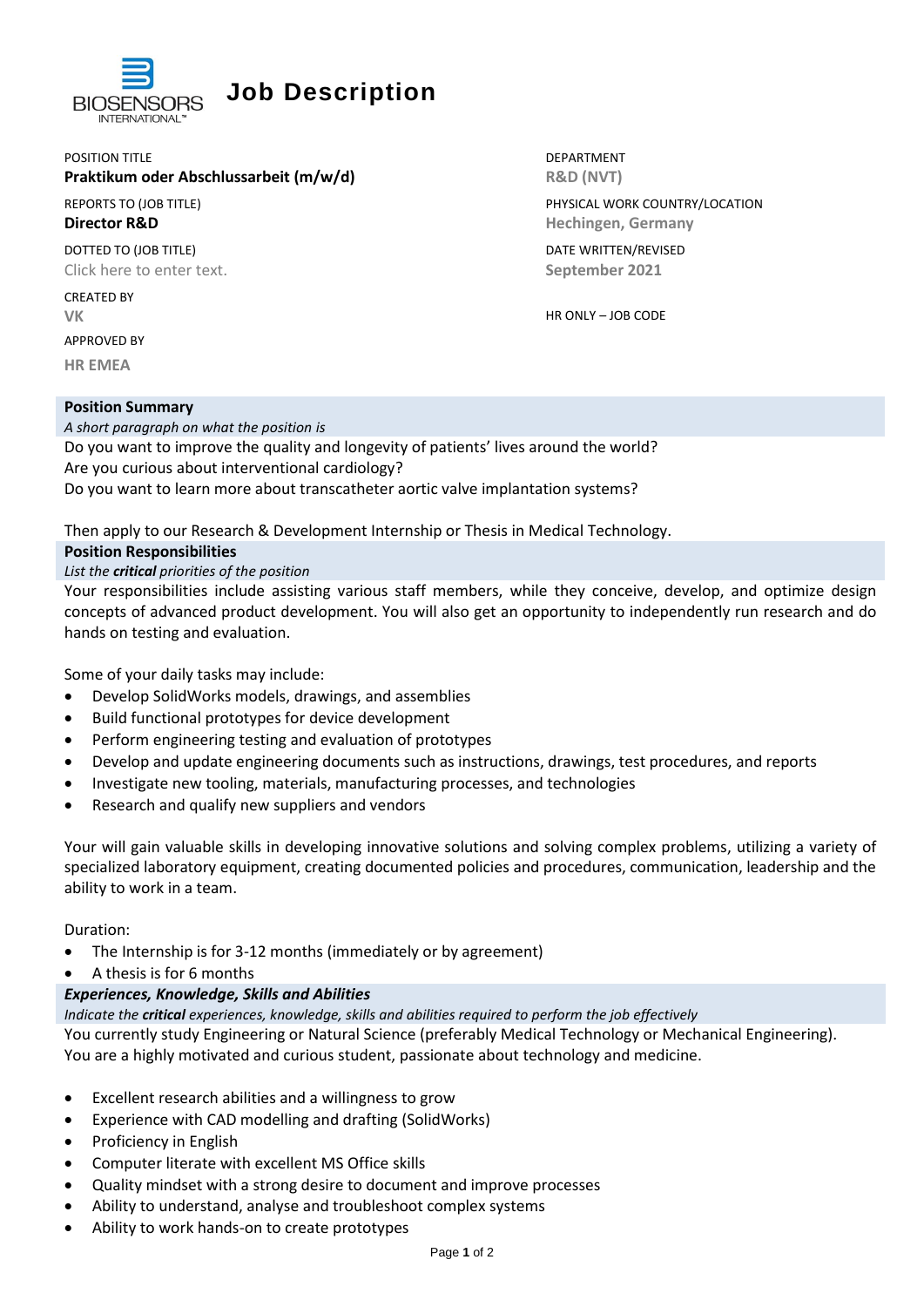BIOSENSORS INTERNATIONAL™

# Job Description

POSITION TITLE
**Praktikum oder Abschlussarbeit (m/w/d)**

REPORTS TO (JOB TITLE)
**Director R&D**

DOTTED TO (JOB TITLE)
Click here to enter text.

CREATED BY
**VK**

APPROVED BY
**HR EMEA**

DEPARTMENT
**R&D (NVT)**

PHYSICAL WORK COUNTRY/LOCATION
**Hechingen, Germany**

DATE WRITTEN/REVISED
**September 2021**

HR ONLY – JOB CODE

## Position Summary

*A short paragraph on what the position is*

Do you want to improve the quality and longevity of patients' lives around the world?
Are you curious about interventional cardiology?
Do you want to learn more about transcatheter aortic valve implantation systems?

Then apply to our Research & Development Internship or Thesis in Medical Technology.

## Position Responsibilities

*List the **critical** priorities of the position*

Your responsibilities include assisting various staff members, while they conceive, develop, and optimize design concepts of advanced product development. You will also get an opportunity to independently run research and do hands on testing and evaluation.

Some of your daily tasks may include:

- Develop SolidWorks models, drawings, and assemblies
- Build functional prototypes for device development
- Perform engineering testing and evaluation of prototypes
- Develop and update engineering documents such as instructions, drawings, test procedures, and reports
- Investigate new tooling, materials, manufacturing processes, and technologies
- Research and qualify new suppliers and vendors

Your will gain valuable skills in developing innovative solutions and solving complex problems, utilizing a variety of specialized laboratory equipment, creating documented policies and procedures, communication, leadership and the ability to work in a team.

Duration:

- The Internship is for 3-12 months (immediately or by agreement)
- A thesis is for 6 months

## *Experiences, Knowledge, Skills and Abilities*

*Indicate the **critical** experiences, knowledge, skills and abilities required to perform the job effectively*

You currently study Engineering or Natural Science (preferably Medical Technology or Mechanical Engineering).
You are a highly motivated and curious student, passionate about technology and medicine.

- Excellent research abilities and a willingness to grow
- Experience with CAD modelling and drafting (SolidWorks)
- Proficiency in English
- Computer literate with excellent MS Office skills
- Quality mindset with a strong desire to document and improve processes
- Ability to understand, analyse and troubleshoot complex systems
- Ability to work hands-on to create prototypes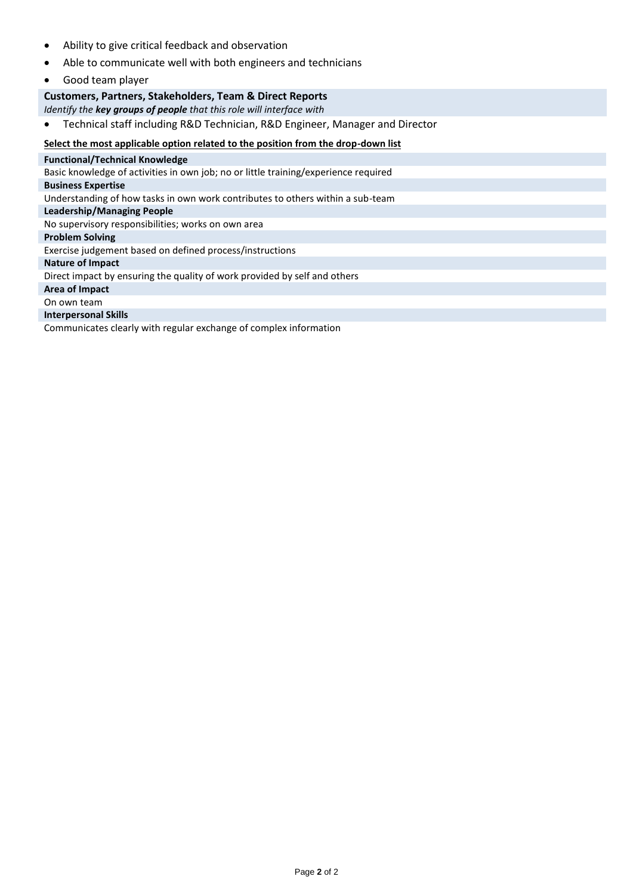- Ability to give critical feedback and observation
- Able to communicate well with both engineers and technicians
- Good team player

**Customers, Partners, Stakeholders, Team & Direct Reports**

*Identify the **key groups of people** that this role will interface with*

- Technical staff including R&D Technician, R&D Engineer, Manager and Director

**Select the most applicable option related to the position from the drop-down list**

**Functional/Technical Knowledge**

Basic knowledge of activities in own job; no or little training/experience required

**Business Expertise**

Understanding of how tasks in own work contributes to others within a sub-team

**Leadership/Managing People**

No supervisory responsibilities; works on own area

**Problem Solving**

Exercise judgement based on defined process/instructions

**Nature of Impact**

Direct impact by ensuring the quality of work provided by self and others

**Area of Impact**

On own team

**Interpersonal Skills**

Communicates clearly with regular exchange of complex information